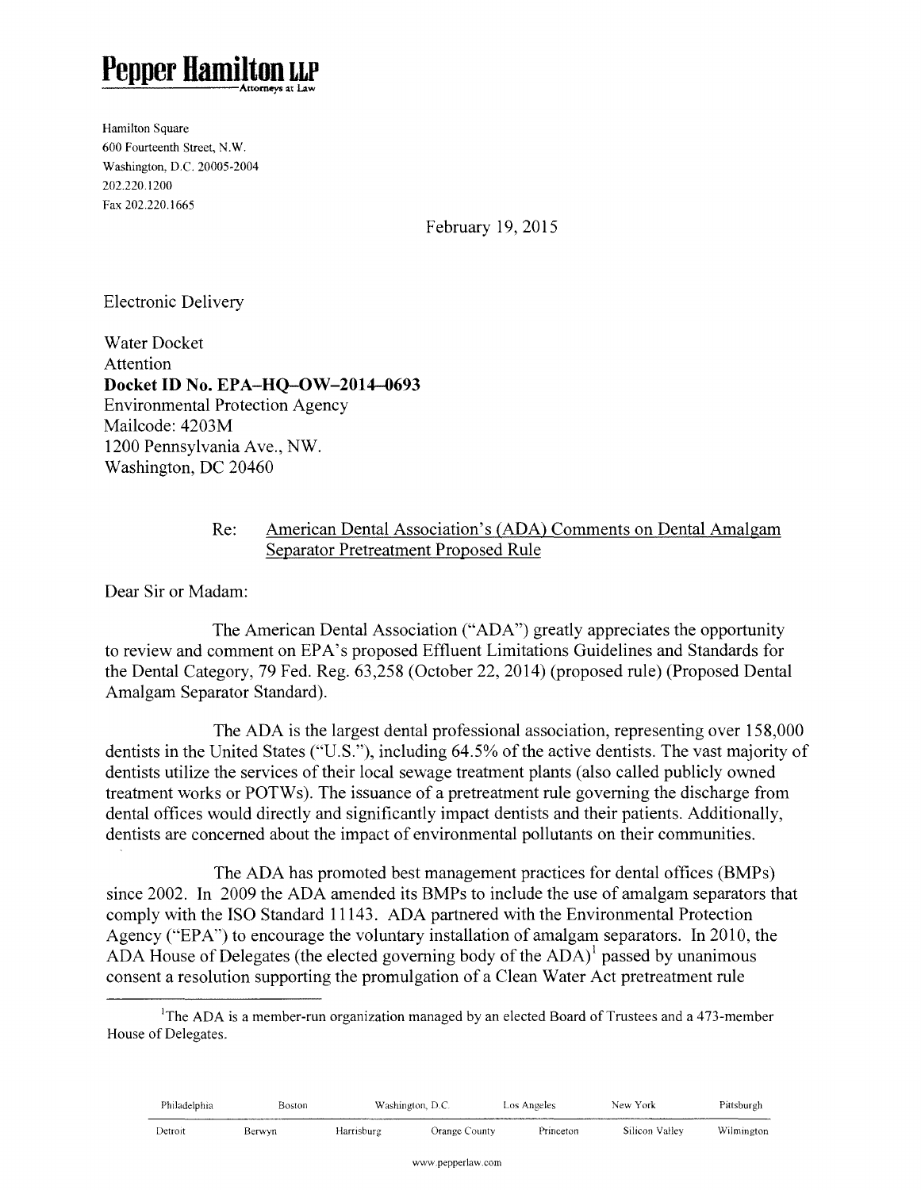# Pepper Hamilton LLP

Attorneys at Law

Hamilton Square
600 Fourteenth Street, N.W.
Washington, D.C. 20005-2004
202.220.1200
Fax 202.220.1665

February 19, 2015

Electronic Delivery

Water Docket
Attention
**Docket ID No. EPA–HQ–OW–2014–0693**
Environmental Protection Agency
Mailcode: 4203M
1200 Pennsylvania Ave., NW.
Washington, DC 20460

Re: American Dental Association's (ADA) Comments on Dental Amalgam Separator Pretreatment Proposed Rule

Dear Sir or Madam:

The American Dental Association ("ADA") greatly appreciates the opportunity to review and comment on EPA's proposed Effluent Limitations Guidelines and Standards for the Dental Category, 79 Fed. Reg. 63,258 (October 22, 2014) (proposed rule) (Proposed Dental Amalgam Separator Standard).

The ADA is the largest dental professional association, representing over 158,000 dentists in the United States ("U.S."), including 64.5% of the active dentists. The vast majority of dentists utilize the services of their local sewage treatment plants (also called publicly owned treatment works or POTWs). The issuance of a pretreatment rule governing the discharge from dental offices would directly and significantly impact dentists and their patients. Additionally, dentists are concerned about the impact of environmental pollutants on their communities.

The ADA has promoted best management practices for dental offices (BMPs) since 2002. In 2009 the ADA amended its BMPs to include the use of amalgam separators that comply with the ISO Standard 11143. ADA partnered with the Environmental Protection Agency ("EPA") to encourage the voluntary installation of amalgam separators. In 2010, the ADA House of Delegates (the elected governing body of the ADA)[1] passed by unanimous consent a resolution supporting the promulgation of a Clean Water Act pretreatment rule

[1] The ADA is a member-run organization managed by an elected Board of Trustees and a 473-member House of Delegates.

Philadelphia | Boston | Washington, D.C. | Los Angeles | New York | Pittsburgh
Detroit | Berwyn | Harrisburg | Orange County | Princeton | Silicon Valley | Wilmington

www.pepperlaw.com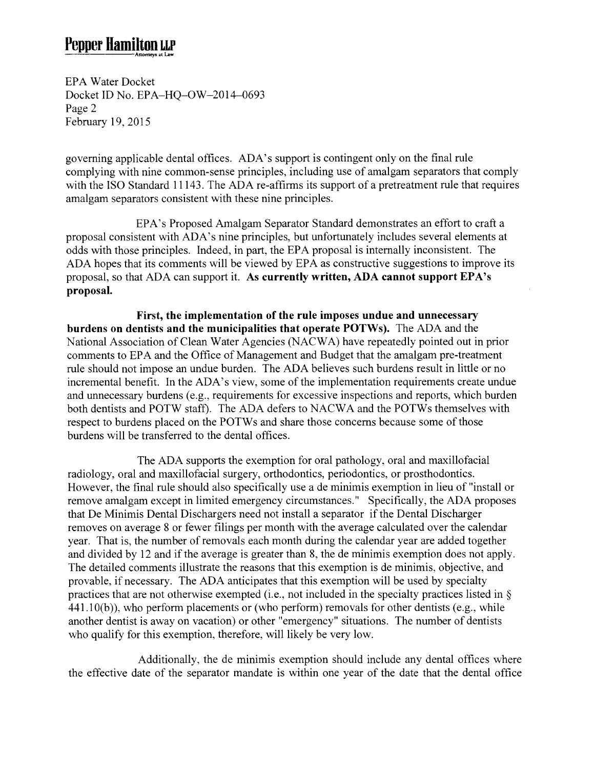governing applicable dental offices. ADA's support is contingent only on the final rule complying with nine common-sense principles, including use of amalgam separators that comply with the ISO Standard 11143. The ADA re-affirms its support of a pretreatment rule that requires amalgam separators consistent with these nine principles.

EPA's Proposed Amalgam Separator Standard demonstrates an effort to craft a proposal consistent with ADA's nine principles, but unfortunately includes several elements at odds with those principles. Indeed, in part, the EPA proposal is internally inconsistent. The ADA hopes that its comments will be viewed by EPA as constructive suggestions to improve its proposal, so that ADA can support it. **As currently written, ADA cannot support EPA's proposal.**

**First, the implementation of the rule imposes undue and unnecessary burdens on dentists and the municipalities that operate POTWs).** The ADA and the National Association of Clean Water Agencies (NACWA) have repeatedly pointed out in prior comments to EPA and the Office of Management and Budget that the amalgam pre-treatment rule should not impose an undue burden. The ADA believes such burdens result in little or no incremental benefit. In the ADA's view, some of the implementation requirements create undue and unnecessary burdens (e.g., requirements for excessive inspections and reports, which burden both dentists and POTW staff). The ADA defers to NACWA and the POTWs themselves with respect to burdens placed on the POTWs and share those concerns because some of those burdens will be transferred to the dental offices.

The ADA supports the exemption for oral pathology, oral and maxillofacial radiology, oral and maxillofacial surgery, orthodontics, periodontics, or prosthodontics. However, the final rule should also specifically use a de minimis exemption in lieu of "install or remove amalgam except in limited emergency circumstances." Specifically, the ADA proposes that De Minimis Dental Dischargers need not install a separator if the Dental Discharger removes on average 8 or fewer filings per month with the average calculated over the calendar year. That is, the number of removals each month during the calendar year are added together and divided by 12 and if the average is greater than 8, the de minimis exemption does not apply. The detailed comments illustrate the reasons that this exemption is de minimis, objective, and provable, if necessary. The ADA anticipates that this exemption will be used by specialty practices that are not otherwise exempted (i.e., not included in the specialty practices listed in § 441.10(b)), who perform placements or (who perform) removals for other dentists (e.g., while another dentist is away on vacation) or other "emergency" situations. The number of dentists who qualify for this exemption, therefore, will likely be very low.

Additionally, the de minimis exemption should include any dental offices where the effective date of the separator mandate is within one year of the date that the dental office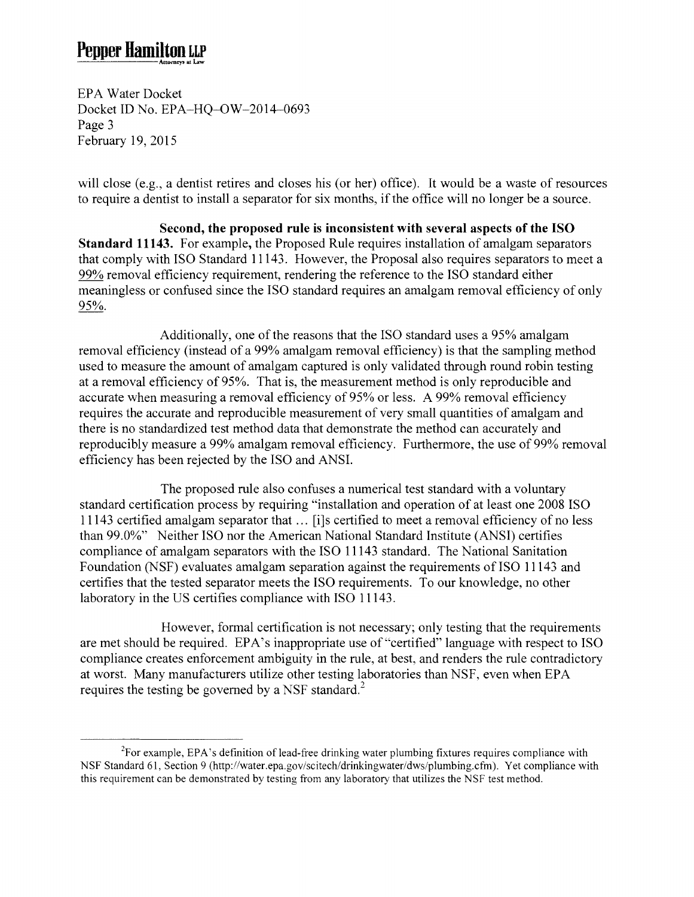will close (e.g., a dentist retires and closes his (or her) office). It would be a waste of resources to require a dentist to install a separator for six months, if the office will no longer be a source.

**Second, the proposed rule is inconsistent with several aspects of the ISO Standard 11143.** For example, the Proposed Rule requires installation of amalgam separators that comply with ISO Standard 11143. However, the Proposal also requires separators to meet a 99% removal efficiency requirement, rendering the reference to the ISO standard either meaningless or confused since the ISO standard requires an amalgam removal efficiency of only 95%.

Additionally, one of the reasons that the ISO standard uses a 95% amalgam removal efficiency (instead of a 99% amalgam removal efficiency) is that the sampling method used to measure the amount of amalgam captured is only validated through round robin testing at a removal efficiency of 95%. That is, the measurement method is only reproducible and accurate when measuring a removal efficiency of 95% or less. A 99% removal efficiency requires the accurate and reproducible measurement of very small quantities of amalgam and there is no standardized test method data that demonstrate the method can accurately and reproducibly measure a 99% amalgam removal efficiency. Furthermore, the use of 99% removal efficiency has been rejected by the ISO and ANSI.

The proposed rule also confuses a numerical test standard with a voluntary standard certification process by requiring "installation and operation of at least one 2008 ISO 11143 certified amalgam separator that … [i]s certified to meet a removal efficiency of no less than 99.0%" Neither ISO nor the American National Standard Institute (ANSI) certifies compliance of amalgam separators with the ISO 11143 standard. The National Sanitation Foundation (NSF) evaluates amalgam separation against the requirements of ISO 11143 and certifies that the tested separator meets the ISO requirements. To our knowledge, no other laboratory in the US certifies compliance with ISO 11143.

However, formal certification is not necessary; only testing that the requirements are met should be required. EPA's inappropriate use of "certified" language with respect to ISO compliance creates enforcement ambiguity in the rule, at best, and renders the rule contradictory at worst. Many manufacturers utilize other testing laboratories than NSF, even when EPA requires the testing be governed by a NSF standard.[2]

---

[2] For example, EPA's definition of lead-free drinking water plumbing fixtures requires compliance with NSF Standard 61, Section 9 (http://water.epa.gov/scitech/drinkingwater/dws/plumbing.cfm). Yet compliance with this requirement can be demonstrated by testing from any laboratory that utilizes the NSF test method.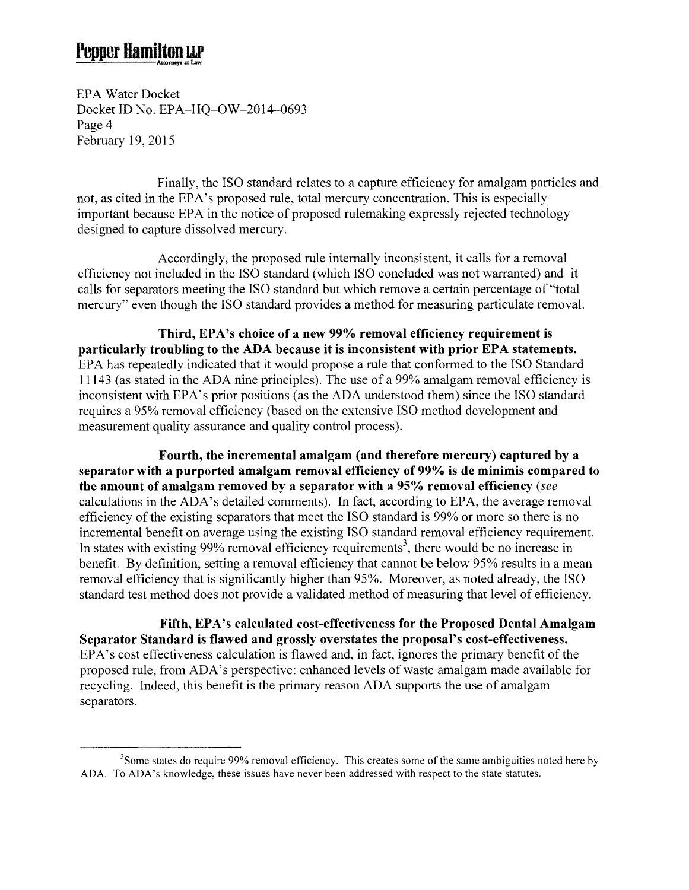Finally, the ISO standard relates to a capture efficiency for amalgam particles and not, as cited in the EPA's proposed rule, total mercury concentration. This is especially important because EPA in the notice of proposed rulemaking expressly rejected technology designed to capture dissolved mercury.

Accordingly, the proposed rule internally inconsistent, it calls for a removal efficiency not included in the ISO standard (which ISO concluded was not warranted) and it calls for separators meeting the ISO standard but which remove a certain percentage of "total mercury" even though the ISO standard provides a method for measuring particulate removal.

**Third, EPA's choice of a new 99% removal efficiency requirement is particularly troubling to the ADA because it is inconsistent with prior EPA statements.** EPA has repeatedly indicated that it would propose a rule that conformed to the ISO Standard 11143 (as stated in the ADA nine principles). The use of a 99% amalgam removal efficiency is inconsistent with EPA's prior positions (as the ADA understood them) since the ISO standard requires a 95% removal efficiency (based on the extensive ISO method development and measurement quality assurance and quality control process).

**Fourth, the incremental amalgam (and therefore mercury) captured by a separator with a purported amalgam removal efficiency of 99% is de minimis compared to the amount of amalgam removed by a separator with a 95% removal efficiency** (*see* calculations in the ADA's detailed comments). In fact, according to EPA, the average removal efficiency of the existing separators that meet the ISO standard is 99% or more so there is no incremental benefit on average using the existing ISO standard removal efficiency requirement. In states with existing 99% removal efficiency requirements[3], there would be no increase in benefit. By definition, setting a removal efficiency that cannot be below 95% results in a mean removal efficiency that is significantly higher than 95%. Moreover, as noted already, the ISO standard test method does not provide a validated method of measuring that level of efficiency.

**Fifth, EPA's calculated cost-effectiveness for the Proposed Dental Amalgam Separator Standard is flawed and grossly overstates the proposal's cost-effectiveness.** EPA's cost effectiveness calculation is flawed and, in fact, ignores the primary benefit of the proposed rule, from ADA's perspective: enhanced levels of waste amalgam made available for recycling. Indeed, this benefit is the primary reason ADA supports the use of amalgam separators.

---

[3] Some states do require 99% removal efficiency. This creates some of the same ambiguities noted here by ADA. To ADA's knowledge, these issues have never been addressed with respect to the state statutes.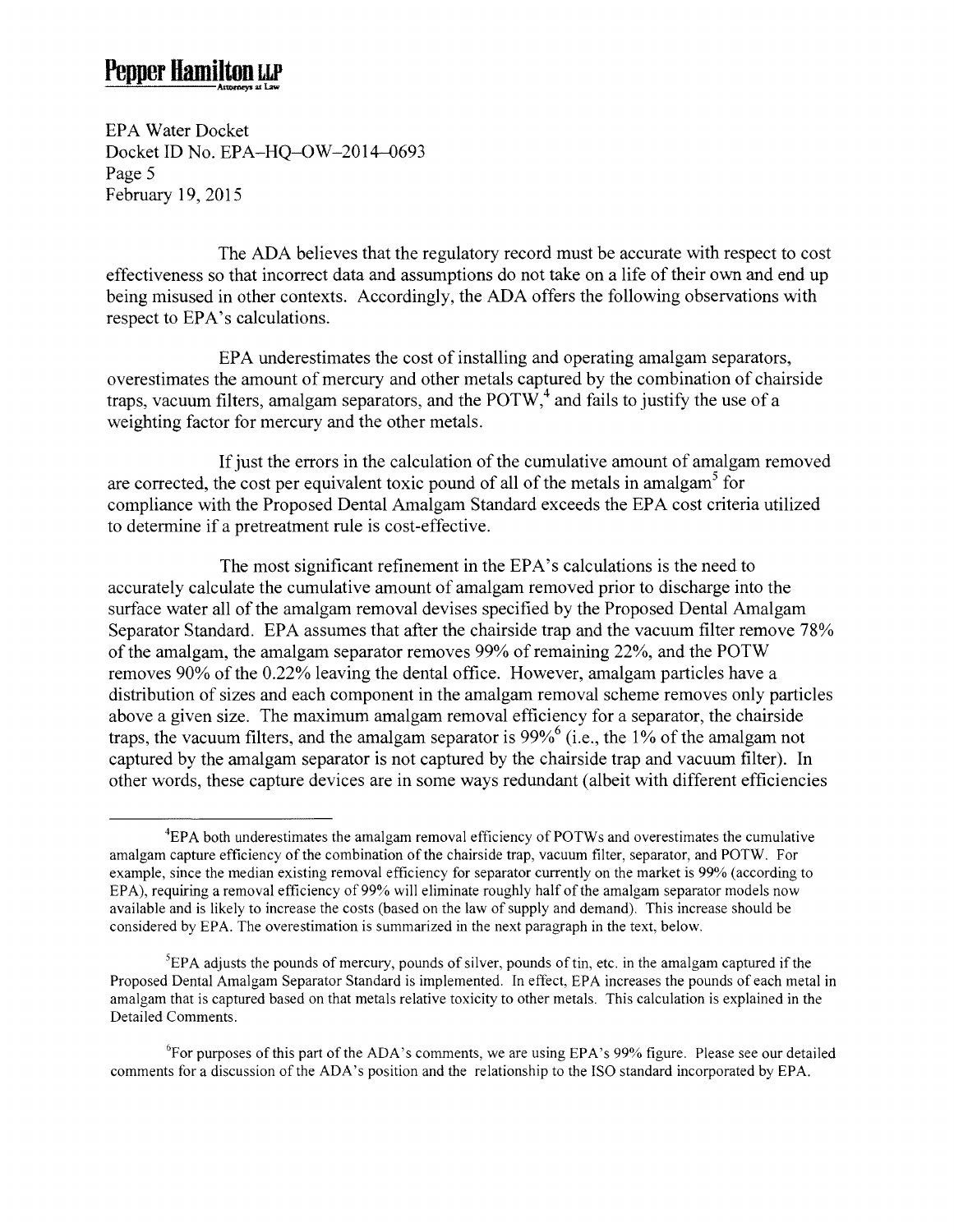The ADA believes that the regulatory record must be accurate with respect to cost effectiveness so that incorrect data and assumptions do not take on a life of their own and end up being misused in other contexts. Accordingly, the ADA offers the following observations with respect to EPA's calculations.

EPA underestimates the cost of installing and operating amalgam separators, overestimates the amount of mercury and other metals captured by the combination of chairside traps, vacuum filters, amalgam separators, and the POTW,[4] and fails to justify the use of a weighting factor for mercury and the other metals.

If just the errors in the calculation of the cumulative amount of amalgam removed are corrected, the cost per equivalent toxic pound of all of the metals in amalgam[5] for compliance with the Proposed Dental Amalgam Standard exceeds the EPA cost criteria utilized to determine if a pretreatment rule is cost-effective.

The most significant refinement in the EPA's calculations is the need to accurately calculate the cumulative amount of amalgam removed prior to discharge into the surface water all of the amalgam removal devises specified by the Proposed Dental Amalgam Separator Standard. EPA assumes that after the chairside trap and the vacuum filter remove 78% of the amalgam, the amalgam separator removes 99% of remaining 22%, and the POTW removes 90% of the 0.22% leaving the dental office. However, amalgam particles have a distribution of sizes and each component in the amalgam removal scheme removes only particles above a given size. The maximum amalgam removal efficiency for a separator, the chairside traps, the vacuum filters, and the amalgam separator is 99%[6] (i.e., the 1% of the amalgam not captured by the amalgam separator is not captured by the chairside trap and vacuum filter). In other words, these capture devices are in some ways redundant (albeit with different efficiencies

---

[4] EPA both underestimates the amalgam removal efficiency of POTWs and overestimates the cumulative amalgam capture efficiency of the combination of the chairside trap, vacuum filter, separator, and POTW. For example, since the median existing removal efficiency for separator currently on the market is 99% (according to EPA), requiring a removal efficiency of 99% will eliminate roughly half of the amalgam separator models now available and is likely to increase the costs (based on the law of supply and demand). This increase should be considered by EPA. The overestimation is summarized in the next paragraph in the text, below.

[5] EPA adjusts the pounds of mercury, pounds of silver, pounds of tin, etc. in the amalgam captured if the Proposed Dental Amalgam Separator Standard is implemented. In effect, EPA increases the pounds of each metal in amalgam that is captured based on that metals relative toxicity to other metals. This calculation is explained in the Detailed Comments.

[6] For purposes of this part of the ADA's comments, we are using EPA's 99% figure. Please see our detailed comments for a discussion of the ADA's position and the relationship to the ISO standard incorporated by EPA.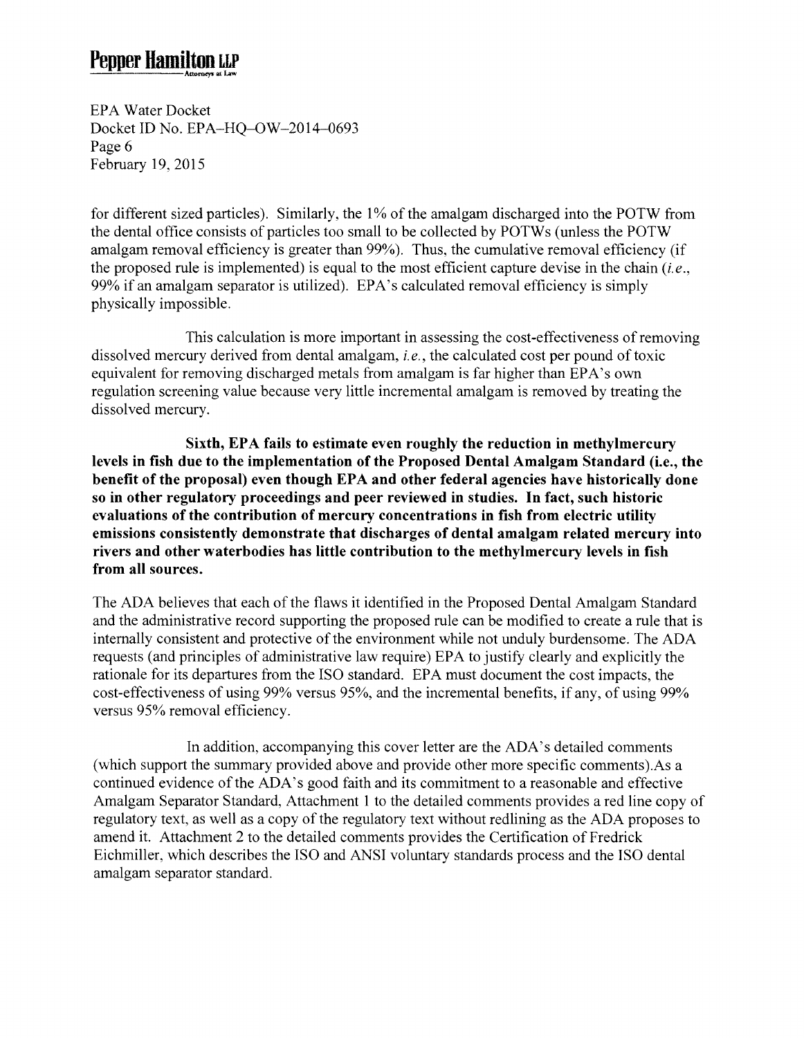for different sized particles). Similarly, the 1% of the amalgam discharged into the POTW from the dental office consists of particles too small to be collected by POTWs (unless the POTW amalgam removal efficiency is greater than 99%). Thus, the cumulative removal efficiency (if the proposed rule is implemented) is equal to the most efficient capture devise in the chain (*i.e.*, 99% if an amalgam separator is utilized). EPA's calculated removal efficiency is simply physically impossible.

This calculation is more important in assessing the cost-effectiveness of removing dissolved mercury derived from dental amalgam, *i.e.*, the calculated cost per pound of toxic equivalent for removing discharged metals from amalgam is far higher than EPA's own regulation screening value because very little incremental amalgam is removed by treating the dissolved mercury.

**Sixth, EPA fails to estimate even roughly the reduction in methylmercury levels in fish due to the implementation of the Proposed Dental Amalgam Standard (i.e., the benefit of the proposal) even though EPA and other federal agencies have historically done so in other regulatory proceedings and peer reviewed in studies. In fact, such historic evaluations of the contribution of mercury concentrations in fish from electric utility emissions consistently demonstrate that discharges of dental amalgam related mercury into rivers and other waterbodies has little contribution to the methylmercury levels in fish from all sources.**

The ADA believes that each of the flaws it identified in the Proposed Dental Amalgam Standard and the administrative record supporting the proposed rule can be modified to create a rule that is internally consistent and protective of the environment while not unduly burdensome. The ADA requests (and principles of administrative law require) EPA to justify clearly and explicitly the rationale for its departures from the ISO standard. EPA must document the cost impacts, the cost-effectiveness of using 99% versus 95%, and the incremental benefits, if any, of using 99% versus 95% removal efficiency.

In addition, accompanying this cover letter are the ADA's detailed comments (which support the summary provided above and provide other more specific comments).As a continued evidence of the ADA's good faith and its commitment to a reasonable and effective Amalgam Separator Standard, Attachment 1 to the detailed comments provides a red line copy of regulatory text, as well as a copy of the regulatory text without redlining as the ADA proposes to amend it. Attachment 2 to the detailed comments provides the Certification of Fredrick Eichmiller, which describes the ISO and ANSI voluntary standards process and the ISO dental amalgam separator standard.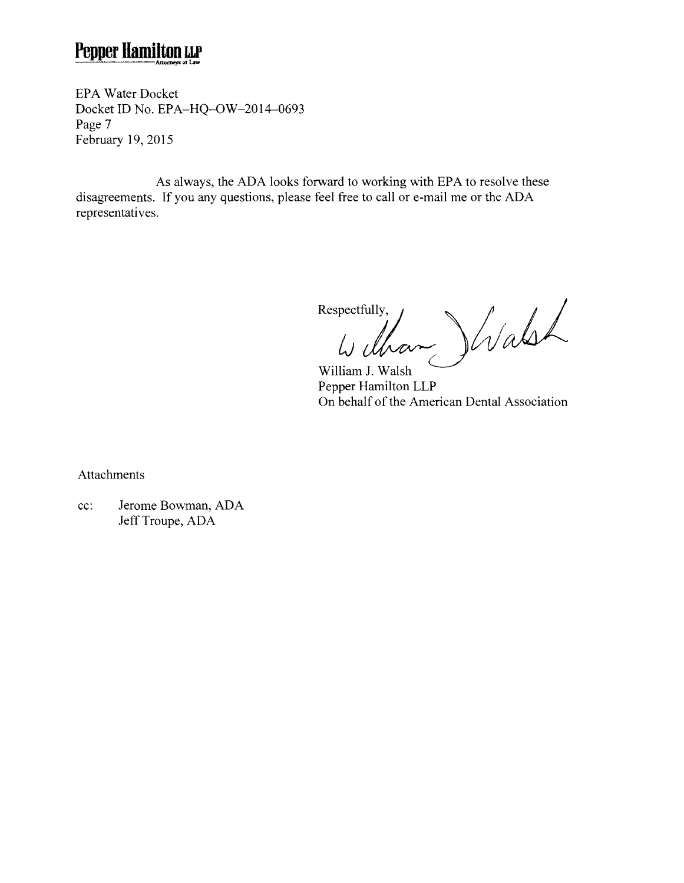As always, the ADA looks forward to working with EPA to resolve these disagreements. If you any questions, please feel free to call or e-mail me or the ADA representatives.

Respectfully,

William J. Walsh
Pepper Hamilton LLP
On behalf of the American Dental Association

Attachments

cc: Jerome Bowman, ADA
Jeff Troupe, ADA